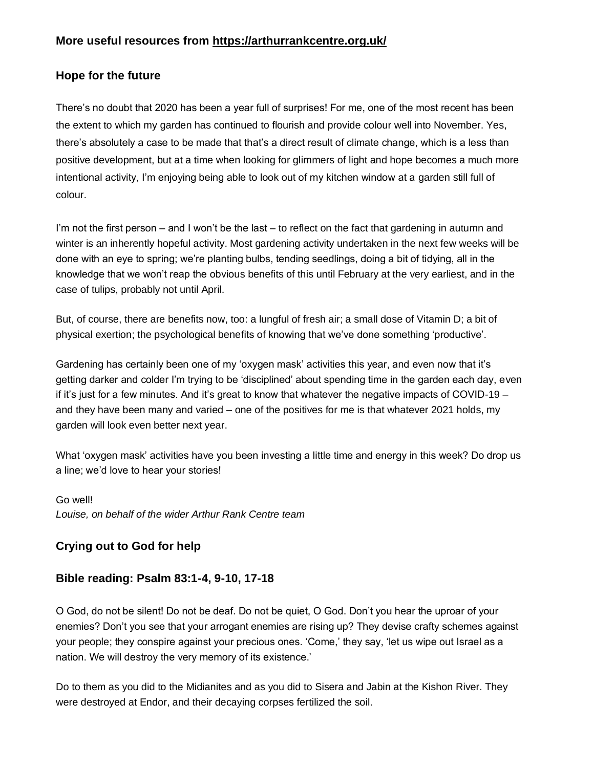### More useful resources from https://arthurrankcentre.org.uk/

### Hope for the future

There's no doubt that 2020 has been a year full of surprises! For me, one of the most recent has been the extent to which my garden has continued to flourish and provide colour well into November. Yes, there's absolutely a case to be made that that's a direct result of climate change, which is a less than positive development, but at a time when looking for glimmers of light and hope becomes a much more intentional activity, I'm enjoying being able to look out of my kitchen window at a garden still full of colour.

I'm not the first person – and I won't be the last – to reflect on the fact that gardening in autumn and winter is an inherently hopeful activity. Most gardening activity undertaken in the next few weeks will be done with an eye to spring; we're planting bulbs, tending seedlings, doing a bit of tidying, all in the knowledge that we won't reap the obvious benefits of this until February at the very earliest, and in the case of tulips, probably not until April.

But, of course, there are benefits now, too: a lungful of fresh air; a small dose of Vitamin D; a bit of physical exertion; the psychological benefits of knowing that we've done something 'productive'.

Gardening has certainly been one of my 'oxygen mask' activities this year, and even now that it's getting darker and colder I'm trying to be 'disciplined' about spending time in the garden each day, even if it's just for a few minutes. And it's great to know that whatever the negative impacts of COVID-19 – and they have been many and varied – one of the positives for me is that whatever 2021 holds, my garden will look even better next year.

What 'oxygen mask' activities have you been investing a little time and energy in this week? Do drop us a line; we'd love to hear your stories!

Go well!
*Louise, on behalf of the wider Arthur Rank Centre team*

### Crying out to God for help

### Bible reading: Psalm 83:1-4, 9-10, 17-18

O God, do not be silent! Do not be deaf. Do not be quiet, O God. Don't you hear the uproar of your enemies? Don't you see that your arrogant enemies are rising up? They devise crafty schemes against your people; they conspire against your precious ones. 'Come,' they say, 'let us wipe out Israel as a nation. We will destroy the very memory of its existence.'

Do to them as you did to the Midianites and as you did to Sisera and Jabin at the Kishon River. They were destroyed at Endor, and their decaying corpses fertilized the soil.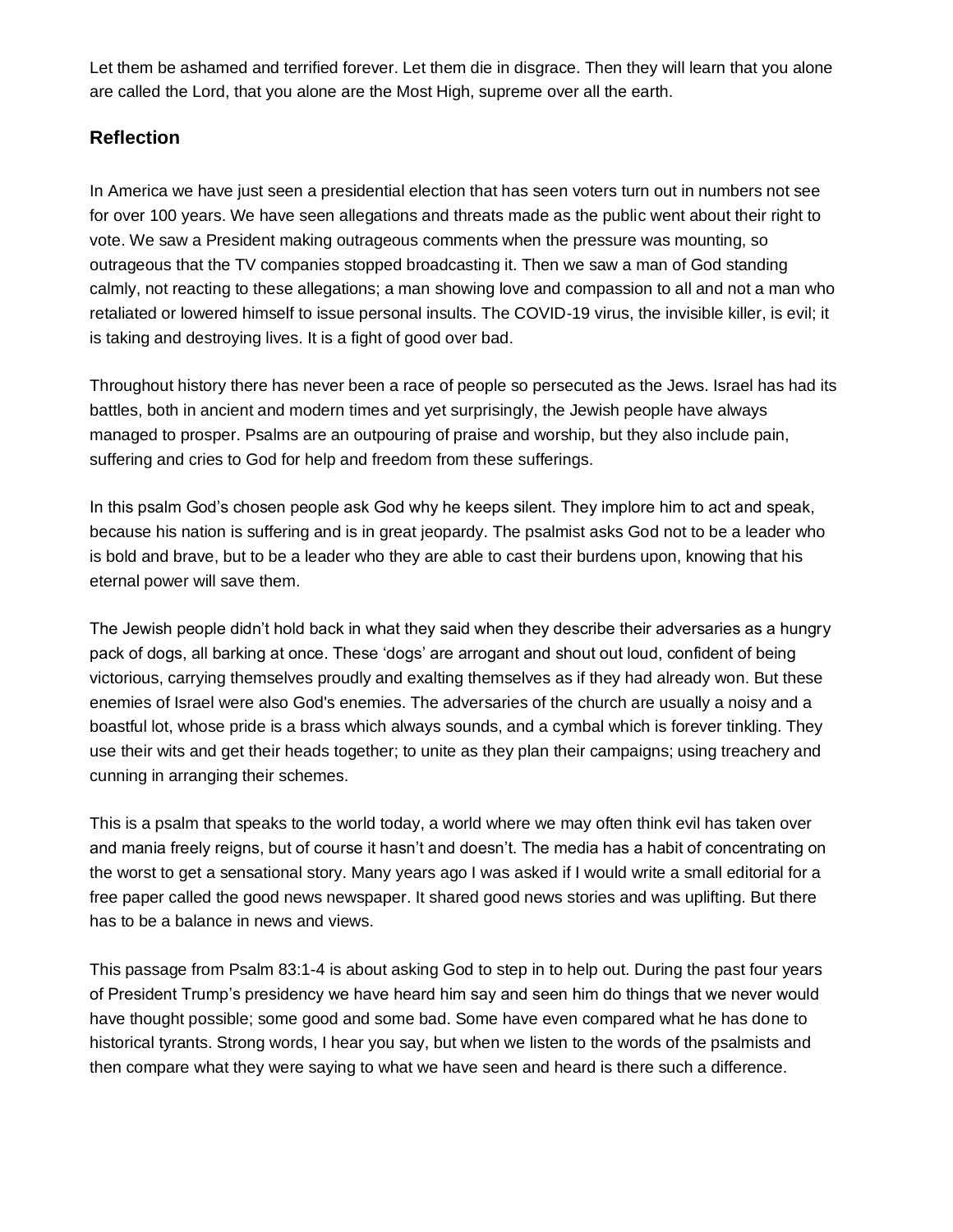Let them be ashamed and terrified forever. Let them die in disgrace. Then they will learn that you alone are called the Lord, that you alone are the Most High, supreme over all the earth.

## Reflection

In America we have just seen a presidential election that has seen voters turn out in numbers not see for over 100 years. We have seen allegations and threats made as the public went about their right to vote. We saw a President making outrageous comments when the pressure was mounting, so outrageous that the TV companies stopped broadcasting it. Then we saw a man of God standing calmly, not reacting to these allegations; a man showing love and compassion to all and not a man who retaliated or lowered himself to issue personal insults. The COVID-19 virus, the invisible killer, is evil; it is taking and destroying lives. It is a fight of good over bad.

Throughout history there has never been a race of people so persecuted as the Jews. Israel has had its battles, both in ancient and modern times and yet surprisingly, the Jewish people have always managed to prosper. Psalms are an outpouring of praise and worship, but they also include pain, suffering and cries to God for help and freedom from these sufferings.

In this psalm God's chosen people ask God why he keeps silent. They implore him to act and speak, because his nation is suffering and is in great jeopardy. The psalmist asks God not to be a leader who is bold and brave, but to be a leader who they are able to cast their burdens upon, knowing that his eternal power will save them.

The Jewish people didn't hold back in what they said when they describe their adversaries as a hungry pack of dogs, all barking at once. These 'dogs' are arrogant and shout out loud, confident of being victorious, carrying themselves proudly and exalting themselves as if they had already won. But these enemies of Israel were also God's enemies. The adversaries of the church are usually a noisy and a boastful lot, whose pride is a brass which always sounds, and a cymbal which is forever tinkling. They use their wits and get their heads together; to unite as they plan their campaigns; using treachery and cunning in arranging their schemes.

This is a psalm that speaks to the world today, a world where we may often think evil has taken over and mania freely reigns, but of course it hasn't and doesn't. The media has a habit of concentrating on the worst to get a sensational story. Many years ago I was asked if I would write a small editorial for a free paper called the good news newspaper. It shared good news stories and was uplifting. But there has to be a balance in news and views.

This passage from Psalm 83:1-4 is about asking God to step in to help out. During the past four years of President Trump's presidency we have heard him say and seen him do things that we never would have thought possible; some good and some bad. Some have even compared what he has done to historical tyrants. Strong words, I hear you say, but when we listen to the words of the psalmists and then compare what they were saying to what we have seen and heard is there such a difference.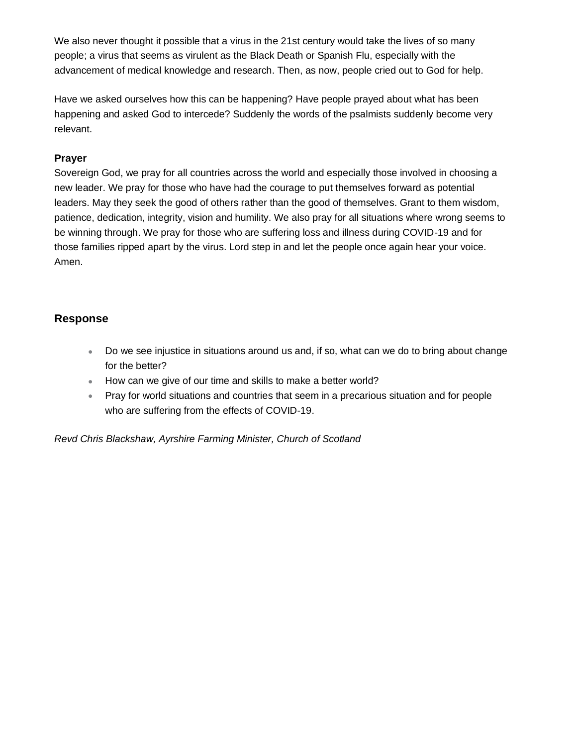We also never thought it possible that a virus in the 21st century would take the lives of so many people; a virus that seems as virulent as the Black Death or Spanish Flu, especially with the advancement of medical knowledge and research. Then, as now, people cried out to God for help.

Have we asked ourselves how this can be happening? Have people prayed about what has been happening and asked God to intercede? Suddenly the words of the psalmists suddenly become very relevant.

**Prayer**

Sovereign God, we pray for all countries across the world and especially those involved in choosing a new leader. We pray for those who have had the courage to put themselves forward as potential leaders. May they seek the good of others rather than the good of themselves. Grant to them wisdom, patience, dedication, integrity, vision and humility. We also pray for all situations where wrong seems to be winning through. We pray for those who are suffering loss and illness during COVID-19 and for those families ripped apart by the virus. Lord step in and let the people once again hear your voice. Amen.

## Response

- Do we see injustice in situations around us and, if so, what can we do to bring about change for the better?
- How can we give of our time and skills to make a better world?
- Pray for world situations and countries that seem in a precarious situation and for people who are suffering from the effects of COVID-19.

*Revd Chris Blackshaw, Ayrshire Farming Minister, Church of Scotland*